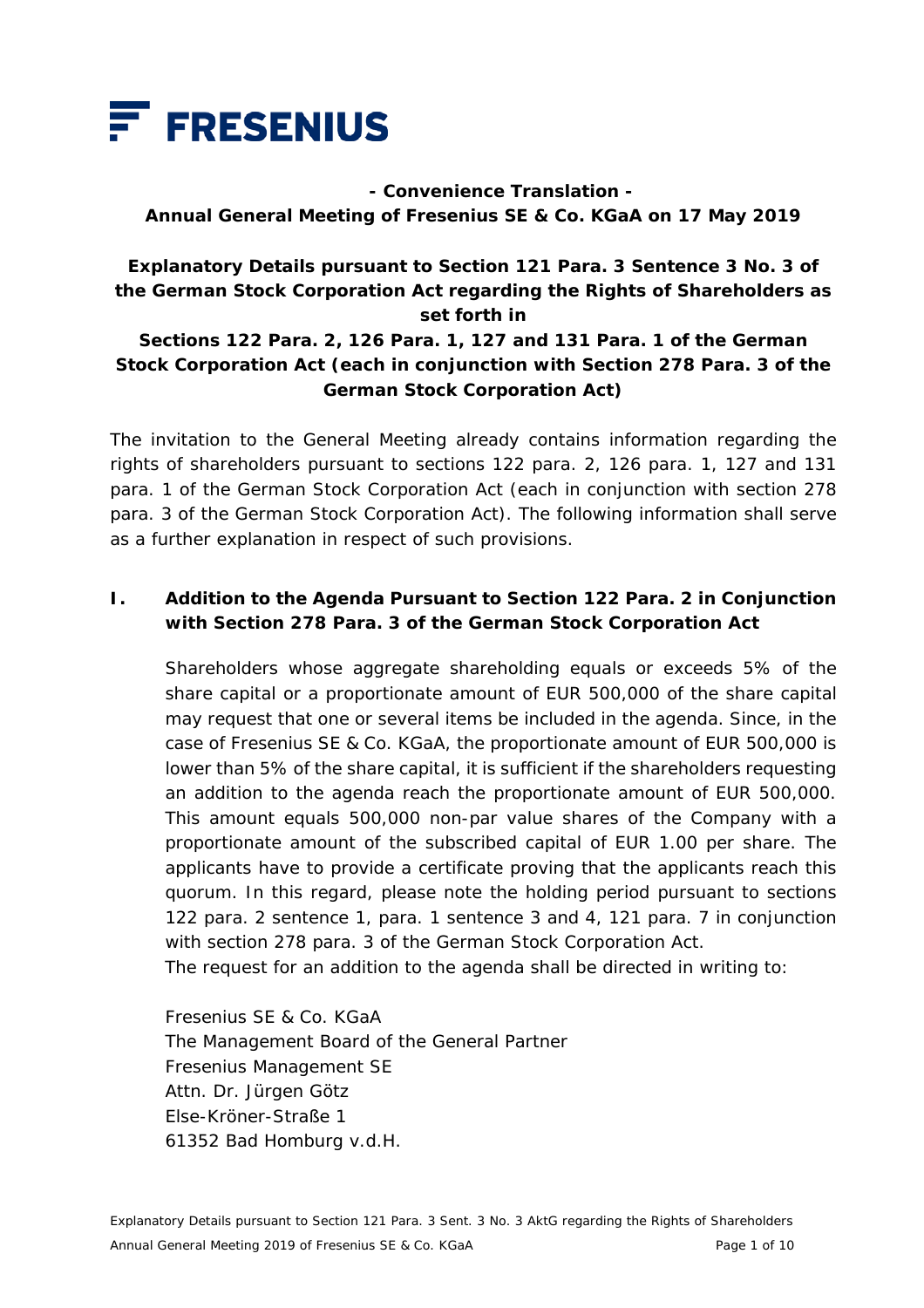**FRESENIUS**

**- Convenience Translation -**
**Annual General Meeting of Fresenius SE & Co. KGaA on 17 May 2019**

# Explanatory Details pursuant to Section 121 Para. 3 Sentence 3 No. 3 of the German Stock Corporation Act regarding the Rights of Shareholders as set forth in Sections 122 Para. 2, 126 Para. 1, 127 and 131 Para. 1 of the German Stock Corporation Act (each in conjunction with Section 278 Para. 3 of the German Stock Corporation Act)

The invitation to the General Meeting already contains information regarding the rights of shareholders pursuant to sections 122 para. 2, 126 para. 1, 127 and 131 para. 1 of the German Stock Corporation Act (each in conjunction with section 278 para. 3 of the German Stock Corporation Act). The following information shall serve as a further explanation in respect of such provisions.

## I. Addition to the Agenda Pursuant to Section 122 Para. 2 in Conjunction with Section 278 Para. 3 of the German Stock Corporation Act

Shareholders whose aggregate shareholding equals or exceeds 5% of the share capital or a proportionate amount of EUR 500,000 of the share capital may request that one or several items be included in the agenda. Since, in the case of Fresenius SE & Co. KGaA, the proportionate amount of EUR 500,000 is lower than 5% of the share capital, it is sufficient if the shareholders requesting an addition to the agenda reach the proportionate amount of EUR 500,000. This amount equals 500,000 non-par value shares of the Company with a proportionate amount of the subscribed capital of EUR 1.00 per share. The applicants have to provide a certificate proving that the applicants reach this quorum. In this regard, please note the holding period pursuant to sections 122 para. 2 sentence 1, para. 1 sentence 3 and 4, 121 para. 7 in conjunction with section 278 para. 3 of the German Stock Corporation Act.
The request for an addition to the agenda shall be directed in writing to:

Fresenius SE & Co. KGaA
The Management Board of the General Partner
Fresenius Management SE
Attn. Dr. Jürgen Götz
Else-Kröner-Straße 1
61352 Bad Homburg v.d.H.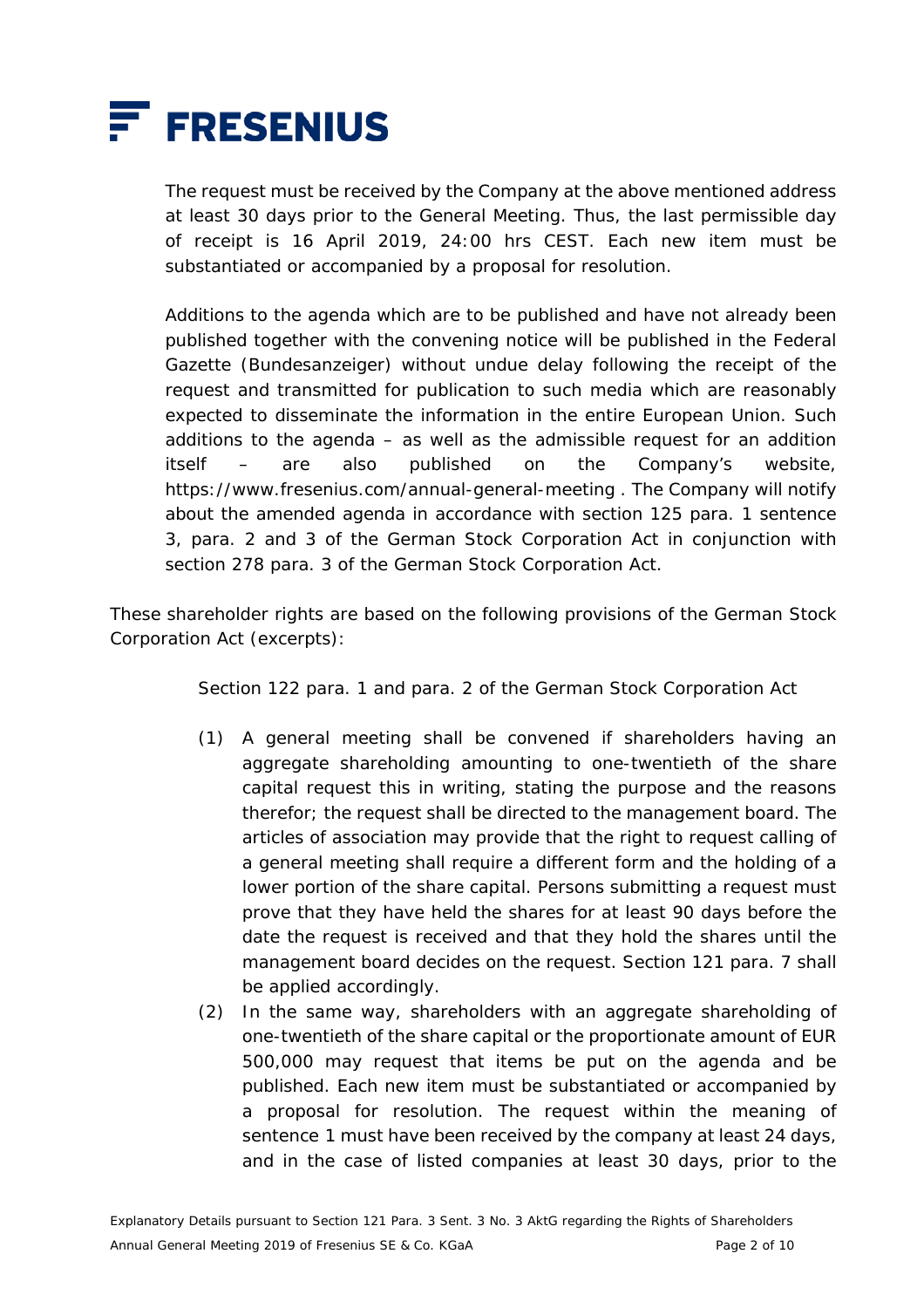The request must be received by the Company at the above mentioned address at least 30 days prior to the General Meeting. Thus, the last permissible day of receipt is 16 April 2019, 24:00 hrs CEST. Each new item must be substantiated or accompanied by a proposal for resolution.

Additions to the agenda which are to be published and have not already been published together with the convening notice will be published in the Federal Gazette (Bundesanzeiger) without undue delay following the receipt of the request and transmitted for publication to such media which are reasonably expected to disseminate the information in the entire European Union. Such additions to the agenda – as well as the admissible request for an addition itself – are also published on the Company's website, https://www.fresenius.com/annual-general-meeting . The Company will notify about the amended agenda in accordance with section 125 para. 1 sentence 3, para. 2 and 3 of the German Stock Corporation Act in conjunction with section 278 para. 3 of the German Stock Corporation Act.

These shareholder rights are based on the following provisions of the German Stock Corporation Act (excerpts):

Section 122 para. 1 and para. 2 of the German Stock Corporation Act

(1) A general meeting shall be convened if shareholders having an aggregate shareholding amounting to one-twentieth of the share capital request this in writing, stating the purpose and the reasons therefor; the request shall be directed to the management board. The articles of association may provide that the right to request calling of a general meeting shall require a different form and the holding of a lower portion of the share capital. Persons submitting a request must prove that they have held the shares for at least 90 days before the date the request is received and that they hold the shares until the management board decides on the request. Section 121 para. 7 shall be applied accordingly.

(2) In the same way, shareholders with an aggregate shareholding of one-twentieth of the share capital or the proportionate amount of EUR 500,000 may request that items be put on the agenda and be published. Each new item must be substantiated or accompanied by a proposal for resolution. The request within the meaning of sentence 1 must have been received by the company at least 24 days, and in the case of listed companies at least 30 days, prior to the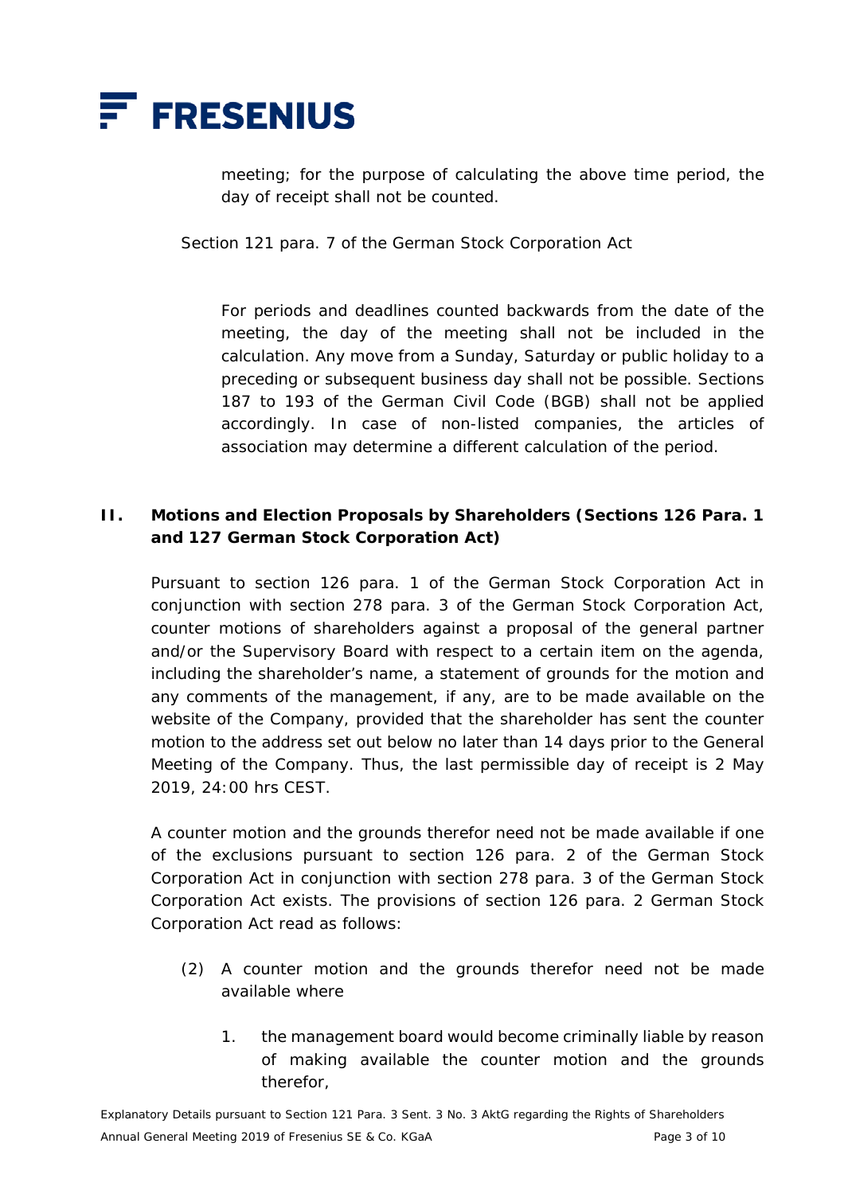meeting; for the purpose of calculating the above time period, the day of receipt shall not be counted.

Section 121 para. 7 of the German Stock Corporation Act

For periods and deadlines counted backwards from the date of the meeting, the day of the meeting shall not be included in the calculation. Any move from a Sunday, Saturday or public holiday to a preceding or subsequent business day shall not be possible. Sections 187 to 193 of the German Civil Code (BGB) shall not be applied accordingly. In case of non-listed companies, the articles of association may determine a different calculation of the period.

## II. Motions and Election Proposals by Shareholders (Sections 126 Para. 1 and 127 German Stock Corporation Act)

Pursuant to section 126 para. 1 of the German Stock Corporation Act in conjunction with section 278 para. 3 of the German Stock Corporation Act, counter motions of shareholders against a proposal of the general partner and/or the Supervisory Board with respect to a certain item on the agenda, including the shareholder's name, a statement of grounds for the motion and any comments of the management, if any, are to be made available on the website of the Company, provided that the shareholder has sent the counter motion to the address set out below no later than 14 days prior to the General Meeting of the Company. Thus, the last permissible day of receipt is 2 May 2019, 24:00 hrs CEST.

A counter motion and the grounds therefor need not be made available if one of the exclusions pursuant to section 126 para. 2 of the German Stock Corporation Act in conjunction with section 278 para. 3 of the German Stock Corporation Act exists. The provisions of section 126 para. 2 German Stock Corporation Act read as follows:

(2) A counter motion and the grounds therefor need not be made available where

1. the management board would become criminally liable by reason of making available the counter motion and the grounds therefor,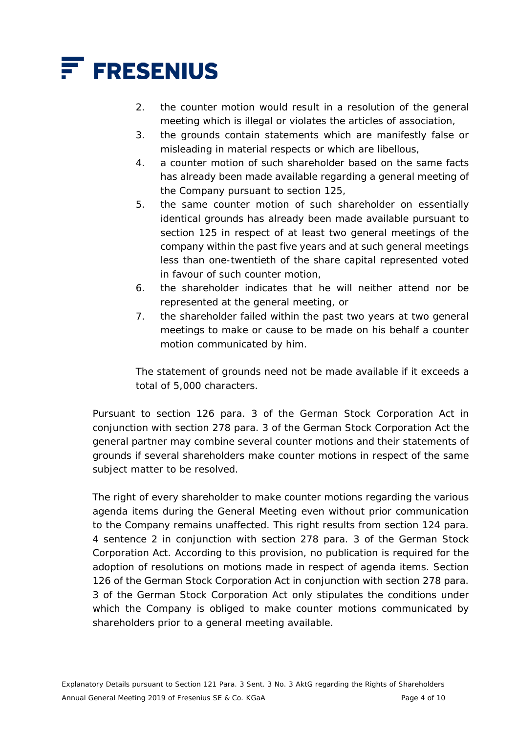2. the counter motion would result in a resolution of the general meeting which is illegal or violates the articles of association,
3. the grounds contain statements which are manifestly false or misleading in material respects or which are libellous,
4. a counter motion of such shareholder based on the same facts has already been made available regarding a general meeting of the Company pursuant to section 125,
5. the same counter motion of such shareholder on essentially identical grounds has already been made available pursuant to section 125 in respect of at least two general meetings of the company within the past five years and at such general meetings less than one-twentieth of the share capital represented voted in favour of such counter motion,
6. the shareholder indicates that he will neither attend nor be represented at the general meeting, or
7. the shareholder failed within the past two years at two general meetings to make or cause to be made on his behalf a counter motion communicated by him.

The statement of grounds need not be made available if it exceeds a total of 5,000 characters.

Pursuant to section 126 para. 3 of the German Stock Corporation Act in conjunction with section 278 para. 3 of the German Stock Corporation Act the general partner may combine several counter motions and their statements of grounds if several shareholders make counter motions in respect of the same subject matter to be resolved.

The right of every shareholder to make counter motions regarding the various agenda items during the General Meeting even without prior communication to the Company remains unaffected. This right results from section 124 para. 4 sentence 2 in conjunction with section 278 para. 3 of the German Stock Corporation Act. According to this provision, no publication is required for the adoption of resolutions on motions made in respect of agenda items. Section 126 of the German Stock Corporation Act in conjunction with section 278 para. 3 of the German Stock Corporation Act only stipulates the conditions under which the Company is obliged to make counter motions communicated by shareholders prior to a general meeting available.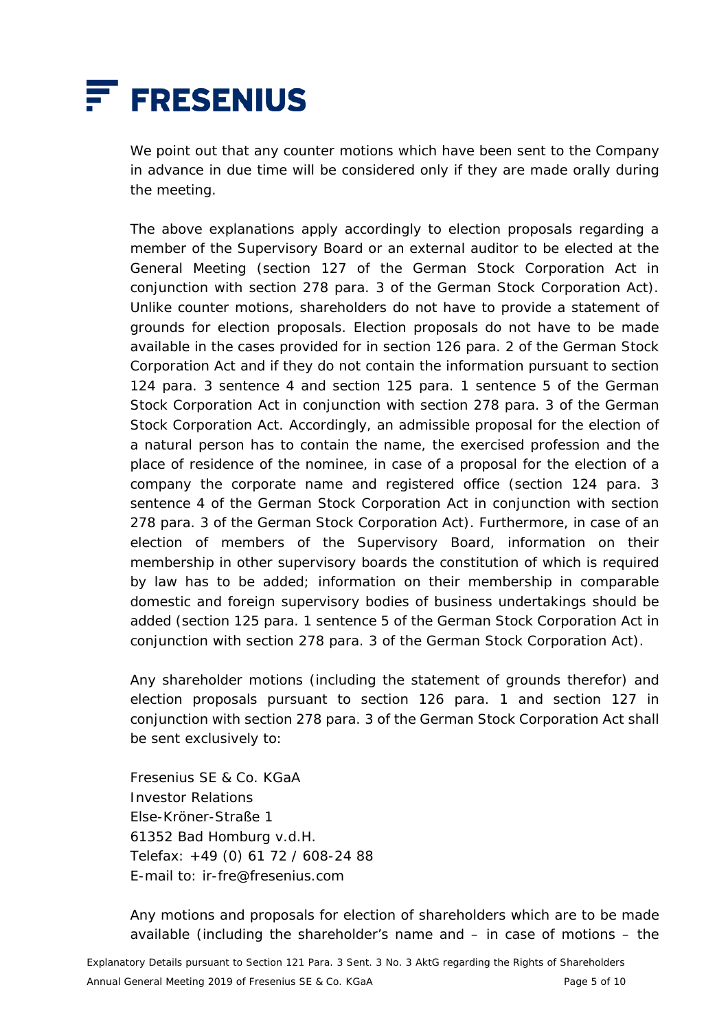We point out that any counter motions which have been sent to the Company in advance in due time will be considered only if they are made orally during the meeting.

The above explanations apply accordingly to election proposals regarding a member of the Supervisory Board or an external auditor to be elected at the General Meeting (section 127 of the German Stock Corporation Act in conjunction with section 278 para. 3 of the German Stock Corporation Act). Unlike counter motions, shareholders do not have to provide a statement of grounds for election proposals. Election proposals do not have to be made available in the cases provided for in section 126 para. 2 of the German Stock Corporation Act and if they do not contain the information pursuant to section 124 para. 3 sentence 4 and section 125 para. 1 sentence 5 of the German Stock Corporation Act in conjunction with section 278 para. 3 of the German Stock Corporation Act. Accordingly, an admissible proposal for the election of a natural person has to contain the name, the exercised profession and the place of residence of the nominee, in case of a proposal for the election of a company the corporate name and registered office (section 124 para. 3 sentence 4 of the German Stock Corporation Act in conjunction with section 278 para. 3 of the German Stock Corporation Act). Furthermore, in case of an election of members of the Supervisory Board, information on their membership in other supervisory boards the constitution of which is required by law has to be added; information on their membership in comparable domestic and foreign supervisory bodies of business undertakings should be added (section 125 para. 1 sentence 5 of the German Stock Corporation Act in conjunction with section 278 para. 3 of the German Stock Corporation Act).

Any shareholder motions (including the statement of grounds therefor) and election proposals pursuant to section 126 para. 1 and section 127 in conjunction with section 278 para. 3 of the German Stock Corporation Act shall be sent exclusively to:

Fresenius SE & Co. KGaA
Investor Relations
Else-Kröner-Straße 1
61352 Bad Homburg v.d.H.
Telefax: +49 (0) 61 72 / 608-24 88
E-mail to: ir-fre@fresenius.com

Any motions and proposals for election of shareholders which are to be made available (including the shareholder's name and – in case of motions – the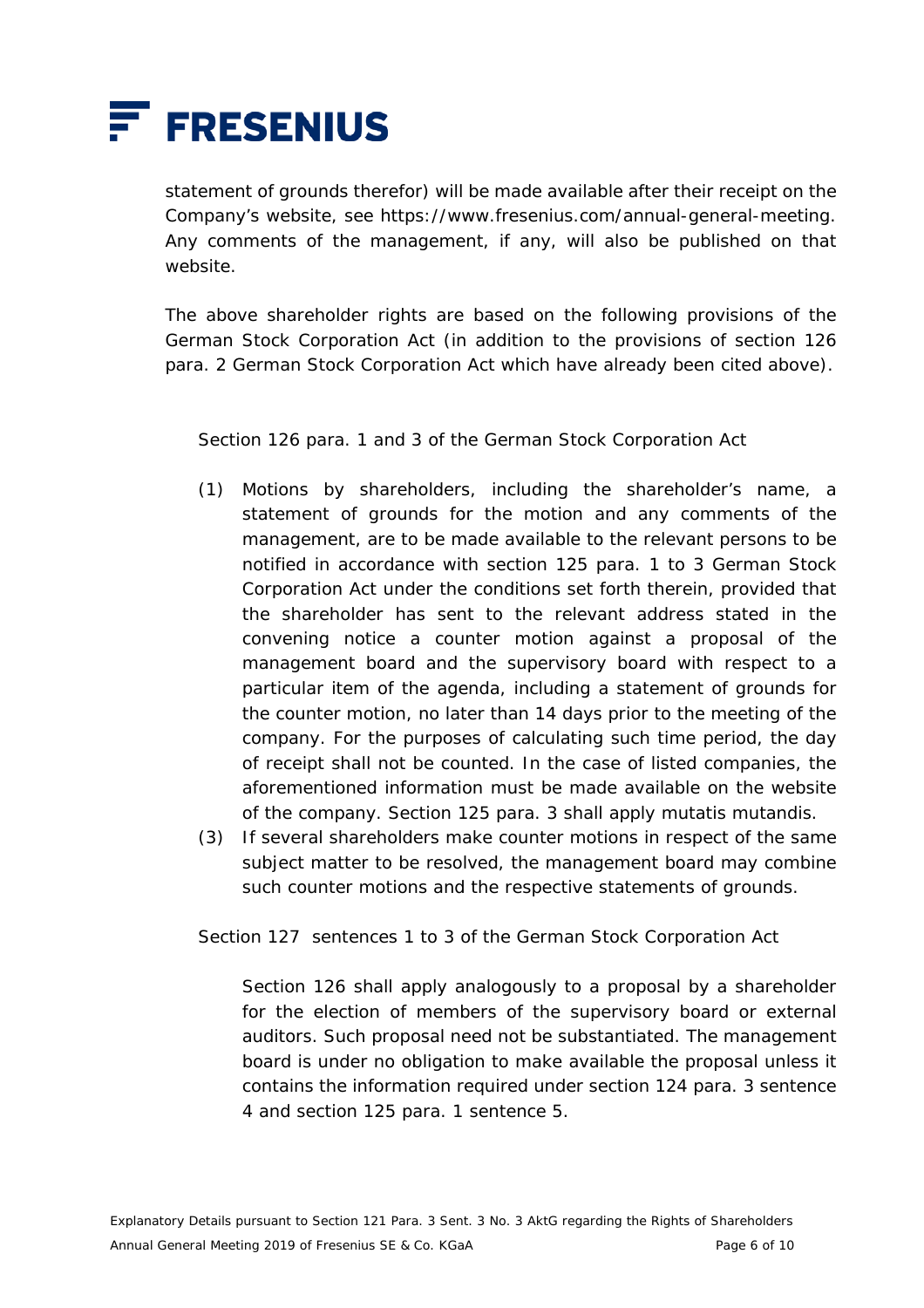statement of grounds therefor) will be made available after their receipt on the Company's website, see https://www.fresenius.com/annual-general-meeting. Any comments of the management, if any, will also be published on that website.

The above shareholder rights are based on the following provisions of the German Stock Corporation Act (in addition to the provisions of section 126 para. 2 German Stock Corporation Act which have already been cited above).

Section 126 para. 1 and 3 of the German Stock Corporation Act

(1) Motions by shareholders, including the shareholder's name, a statement of grounds for the motion and any comments of the management, are to be made available to the relevant persons to be notified in accordance with section 125 para. 1 to 3 German Stock Corporation Act under the conditions set forth therein, provided that the shareholder has sent to the relevant address stated in the convening notice a counter motion against a proposal of the management board and the supervisory board with respect to a particular item of the agenda, including a statement of grounds for the counter motion, no later than 14 days prior to the meeting of the company. For the purposes of calculating such time period, the day of receipt shall not be counted. In the case of listed companies, the aforementioned information must be made available on the website of the company. Section 125 para. 3 shall apply mutatis mutandis.

(3) If several shareholders make counter motions in respect of the same subject matter to be resolved, the management board may combine such counter motions and the respective statements of grounds.

Section 127 sentences 1 to 3 of the German Stock Corporation Act

Section 126 shall apply analogously to a proposal by a shareholder for the election of members of the supervisory board or external auditors. Such proposal need not be substantiated. The management board is under no obligation to make available the proposal unless it contains the information required under section 124 para. 3 sentence 4 and section 125 para. 1 sentence 5.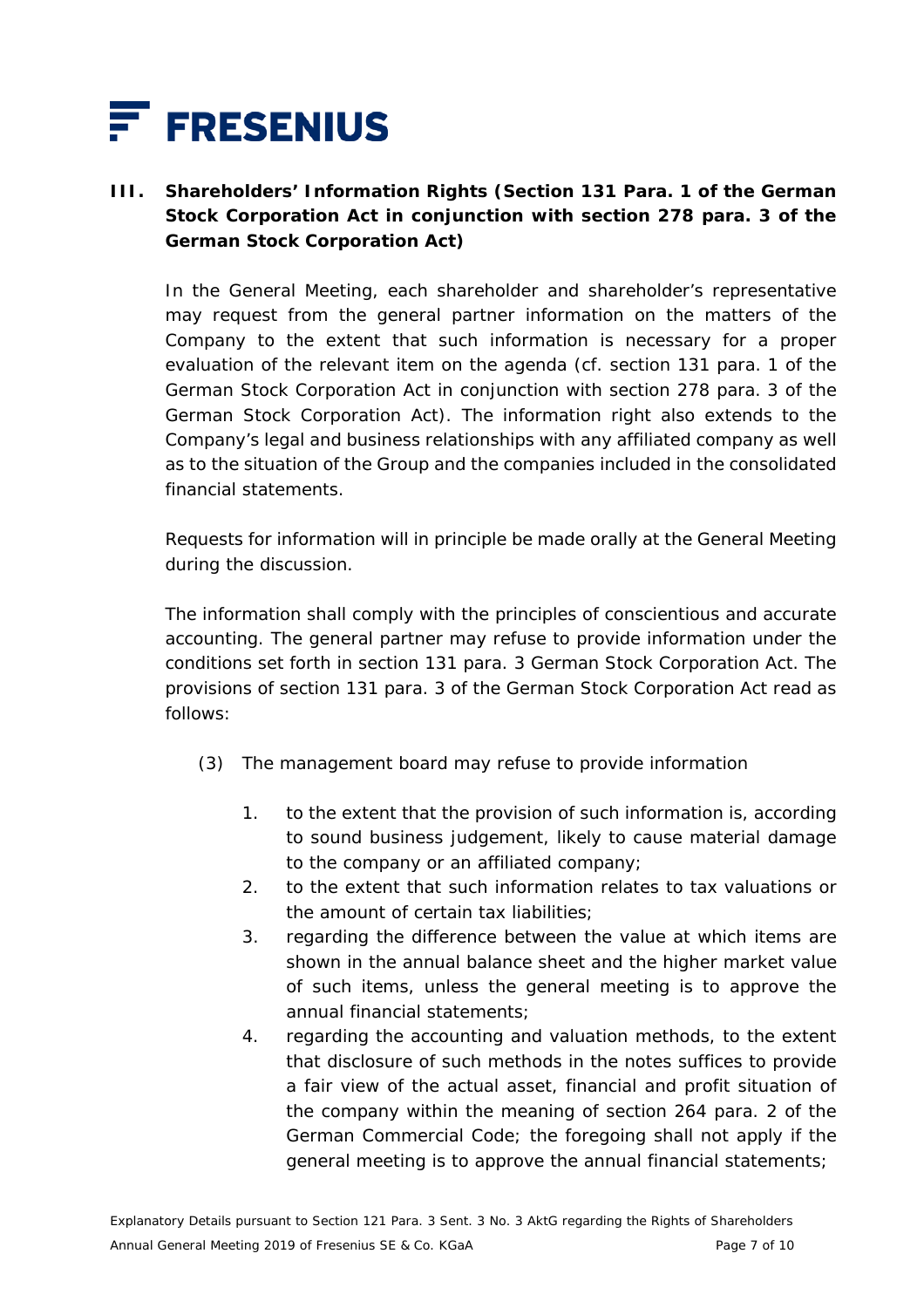## III. Shareholders' Information Rights (Section 131 Para. 1 of the German Stock Corporation Act in conjunction with section 278 para. 3 of the German Stock Corporation Act)

In the General Meeting, each shareholder and shareholder's representative may request from the general partner information on the matters of the Company to the extent that such information is necessary for a proper evaluation of the relevant item on the agenda (cf. section 131 para. 1 of the German Stock Corporation Act in conjunction with section 278 para. 3 of the German Stock Corporation Act). The information right also extends to the Company's legal and business relationships with any affiliated company as well as to the situation of the Group and the companies included in the consolidated financial statements.

Requests for information will in principle be made orally at the General Meeting during the discussion.

The information shall comply with the principles of conscientious and accurate accounting. The general partner may refuse to provide information under the conditions set forth in section 131 para. 3 German Stock Corporation Act. The provisions of section 131 para. 3 of the German Stock Corporation Act read as follows:

(3) The management board may refuse to provide information

1. to the extent that the provision of such information is, according to sound business judgement, likely to cause material damage to the company or an affiliated company;
2. to the extent that such information relates to tax valuations or the amount of certain tax liabilities;
3. regarding the difference between the value at which items are shown in the annual balance sheet and the higher market value of such items, unless the general meeting is to approve the annual financial statements;
4. regarding the accounting and valuation methods, to the extent that disclosure of such methods in the notes suffices to provide a fair view of the actual asset, financial and profit situation of the company within the meaning of section 264 para. 2 of the German Commercial Code; the foregoing shall not apply if the general meeting is to approve the annual financial statements;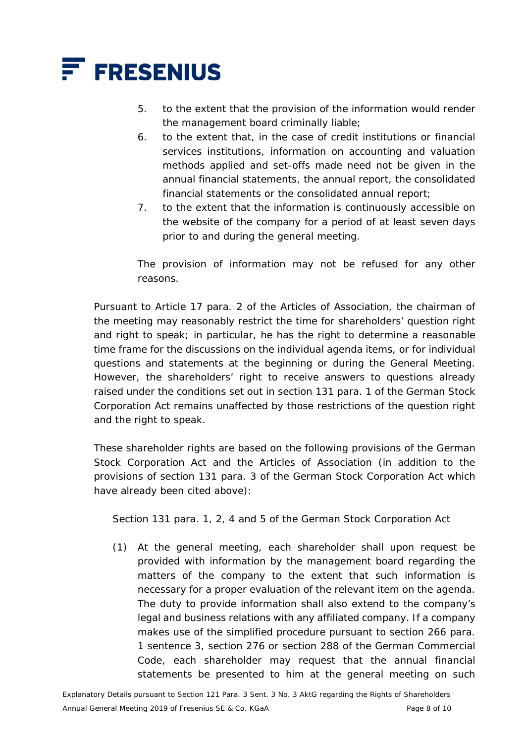5. to the extent that the provision of the information would render the management board criminally liable;
6. to the extent that, in the case of credit institutions or financial services institutions, information on accounting and valuation methods applied and set-offs made need not be given in the annual financial statements, the annual report, the consolidated financial statements or the consolidated annual report;
7. to the extent that the information is continuously accessible on the website of the company for a period of at least seven days prior to and during the general meeting.

The provision of information may not be refused for any other reasons.

Pursuant to Article 17 para. 2 of the Articles of Association, the chairman of the meeting may reasonably restrict the time for shareholders' question right and right to speak; in particular, he has the right to determine a reasonable time frame for the discussions on the individual agenda items, or for individual questions and statements at the beginning or during the General Meeting. However, the shareholders' right to receive answers to questions already raised under the conditions set out in section 131 para. 1 of the German Stock Corporation Act remains unaffected by those restrictions of the question right and the right to speak.

These shareholder rights are based on the following provisions of the German Stock Corporation Act and the Articles of Association (in addition to the provisions of section 131 para. 3 of the German Stock Corporation Act which have already been cited above):

Section 131 para. 1, 2, 4 and 5 of the German Stock Corporation Act

(1) At the general meeting, each shareholder shall upon request be provided with information by the management board regarding the matters of the company to the extent that such information is necessary for a proper evaluation of the relevant item on the agenda. The duty to provide information shall also extend to the company's legal and business relations with any affiliated company. If a company makes use of the simplified procedure pursuant to section 266 para. 1 sentence 3, section 276 or section 288 of the German Commercial Code, each shareholder may request that the annual financial statements be presented to him at the general meeting on such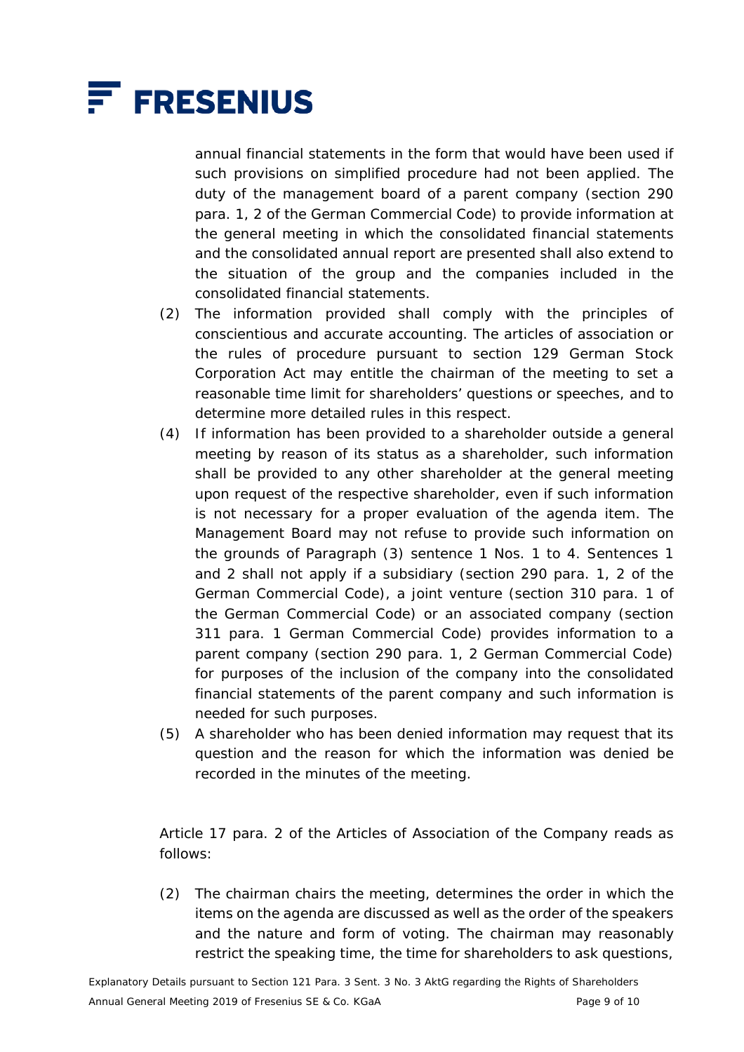annual financial statements in the form that would have been used if such provisions on simplified procedure had not been applied. The duty of the management board of a parent company (section 290 para. 1, 2 of the German Commercial Code) to provide information at the general meeting in which the consolidated financial statements and the consolidated annual report are presented shall also extend to the situation of the group and the companies included in the consolidated financial statements.

(2) The information provided shall comply with the principles of conscientious and accurate accounting. The articles of association or the rules of procedure pursuant to section 129 German Stock Corporation Act may entitle the chairman of the meeting to set a reasonable time limit for shareholders' questions or speeches, and to determine more detailed rules in this respect.

(4) If information has been provided to a shareholder outside a general meeting by reason of its status as a shareholder, such information shall be provided to any other shareholder at the general meeting upon request of the respective shareholder, even if such information is not necessary for a proper evaluation of the agenda item. The Management Board may not refuse to provide such information on the grounds of Paragraph (3) sentence 1 Nos. 1 to 4. Sentences 1 and 2 shall not apply if a subsidiary (section 290 para. 1, 2 of the German Commercial Code), a joint venture (section 310 para. 1 of the German Commercial Code) or an associated company (section 311 para. 1 German Commercial Code) provides information to a parent company (section 290 para. 1, 2 German Commercial Code) for purposes of the inclusion of the company into the consolidated financial statements of the parent company and such information is needed for such purposes.

(5) A shareholder who has been denied information may request that its question and the reason for which the information was denied be recorded in the minutes of the meeting.

Article 17 para. 2 of the Articles of Association of the Company reads as follows:

(2) The chairman chairs the meeting, determines the order in which the items on the agenda are discussed as well as the order of the speakers and the nature and form of voting. The chairman may reasonably restrict the speaking time, the time for shareholders to ask questions,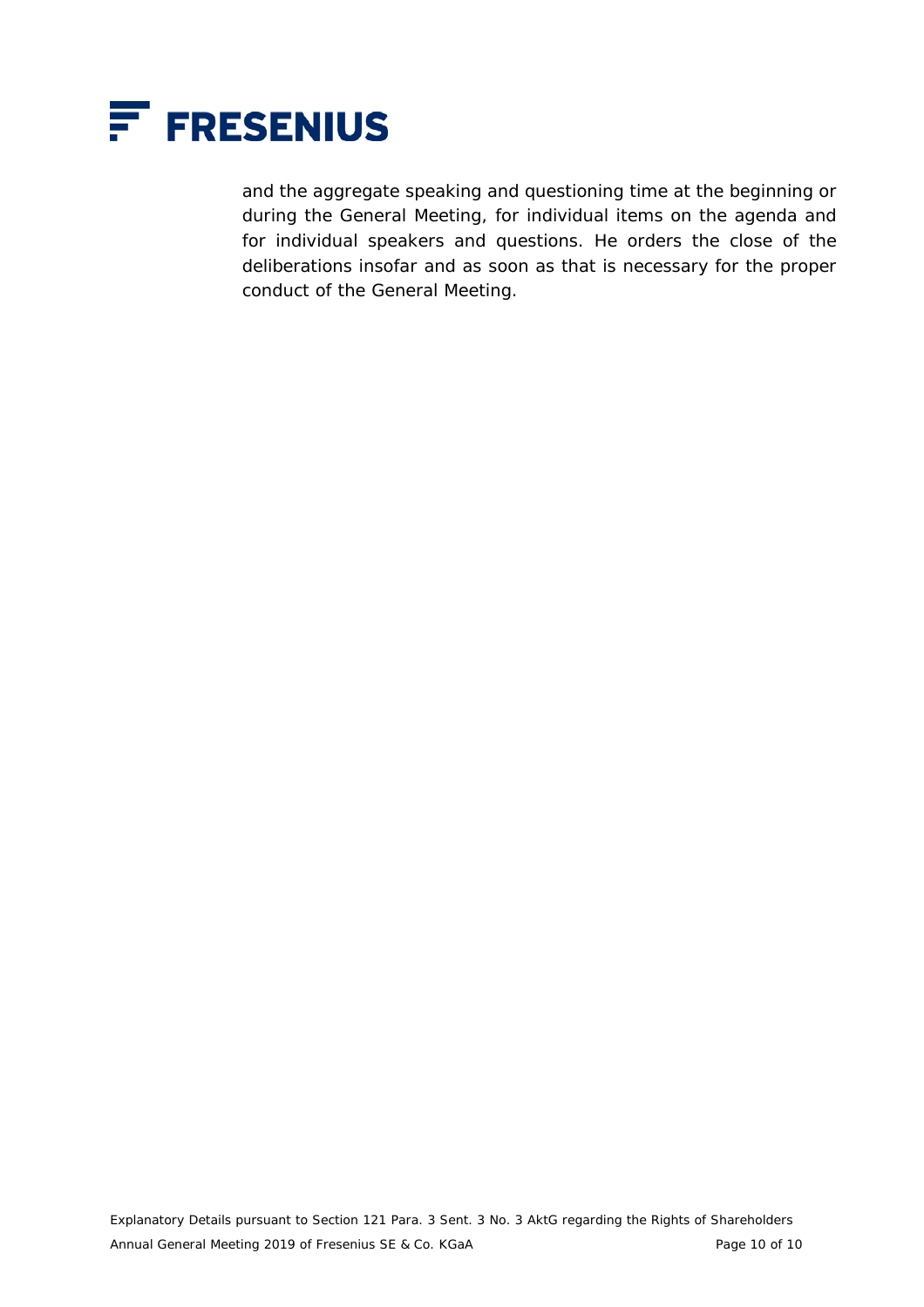and the aggregate speaking and questioning time at the beginning or during the General Meeting, for individual items on the agenda and for individual speakers and questions. He orders the close of the deliberations insofar and as soon as that is necessary for the proper conduct of the General Meeting.